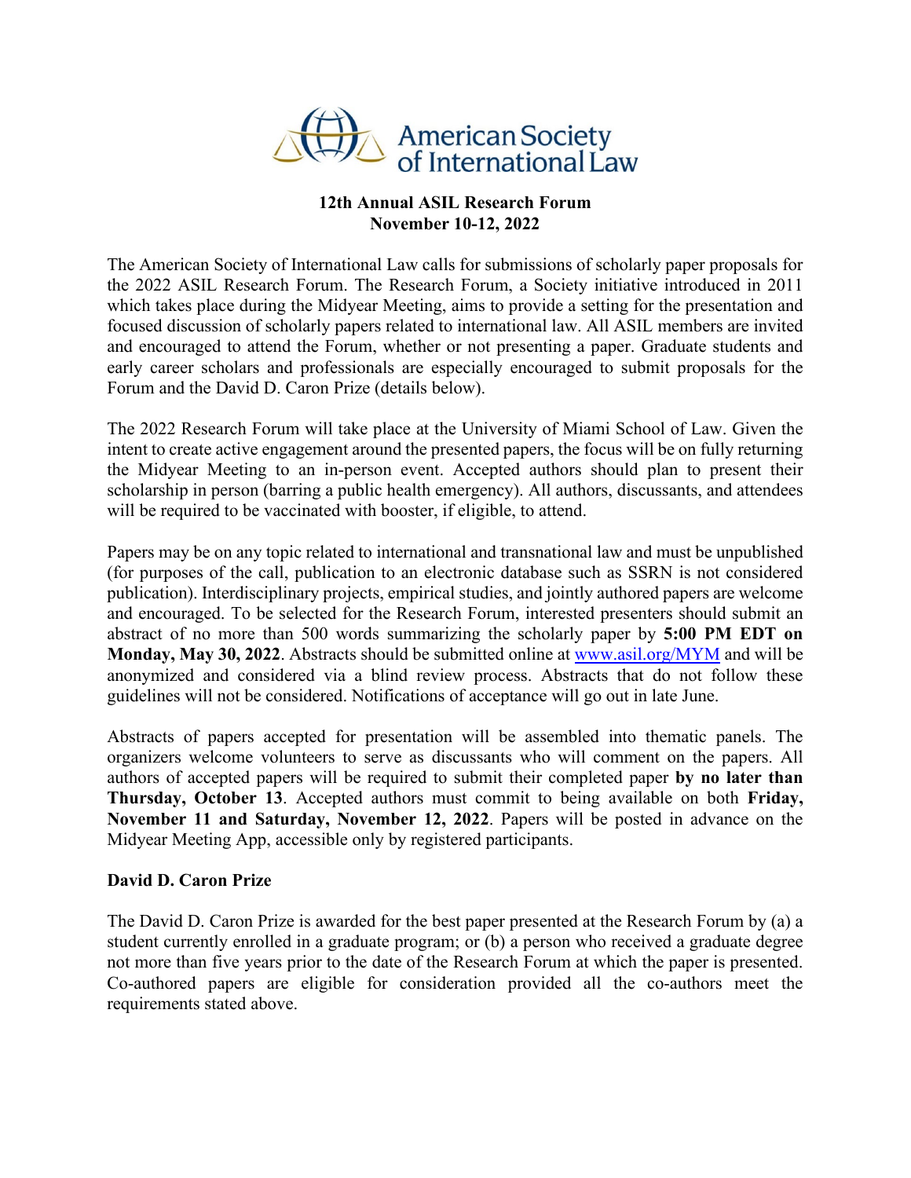American Society of International Law

**12th Annual ASIL Research Forum**
**November 10-12, 2022**

The American Society of International Law calls for submissions of scholarly paper proposals for the 2022 ASIL Research Forum. The Research Forum, a Society initiative introduced in 2011 which takes place during the Midyear Meeting, aims to provide a setting for the presentation and focused discussion of scholarly papers related to international law. All ASIL members are invited and encouraged to attend the Forum, whether or not presenting a paper. Graduate students and early career scholars and professionals are especially encouraged to submit proposals for the Forum and the David D. Caron Prize (details below).

The 2022 Research Forum will take place at the University of Miami School of Law. Given the intent to create active engagement around the presented papers, the focus will be on fully returning the Midyear Meeting to an in-person event. Accepted authors should plan to present their scholarship in person (barring a public health emergency). All authors, discussants, and attendees will be required to be vaccinated with booster, if eligible, to attend.

Papers may be on any topic related to international and transnational law and must be unpublished (for purposes of the call, publication to an electronic database such as SSRN is not considered publication). Interdisciplinary projects, empirical studies, and jointly authored papers are welcome and encouraged. To be selected for the Research Forum, interested presenters should submit an abstract of no more than 500 words summarizing the scholarly paper by **5:00 PM EDT on Monday, May 30, 2022**. Abstracts should be submitted online at [www.asil.org/MYM](www.asil.org/MYM) and will be anonymized and considered via a blind review process. Abstracts that do not follow these guidelines will not be considered. Notifications of acceptance will go out in late June.

Abstracts of papers accepted for presentation will be assembled into thematic panels. The organizers welcome volunteers to serve as discussants who will comment on the papers. All authors of accepted papers will be required to submit their completed paper **by no later than Thursday, October 13**. Accepted authors must commit to being available on both **Friday, November 11 and Saturday, November 12, 2022**. Papers will be posted in advance on the Midyear Meeting App, accessible only by registered participants.

**David D. Caron Prize**

The David D. Caron Prize is awarded for the best paper presented at the Research Forum by (a) a student currently enrolled in a graduate program; or (b) a person who received a graduate degree not more than five years prior to the date of the Research Forum at which the paper is presented. Co-authored papers are eligible for consideration provided all the co-authors meet the requirements stated above.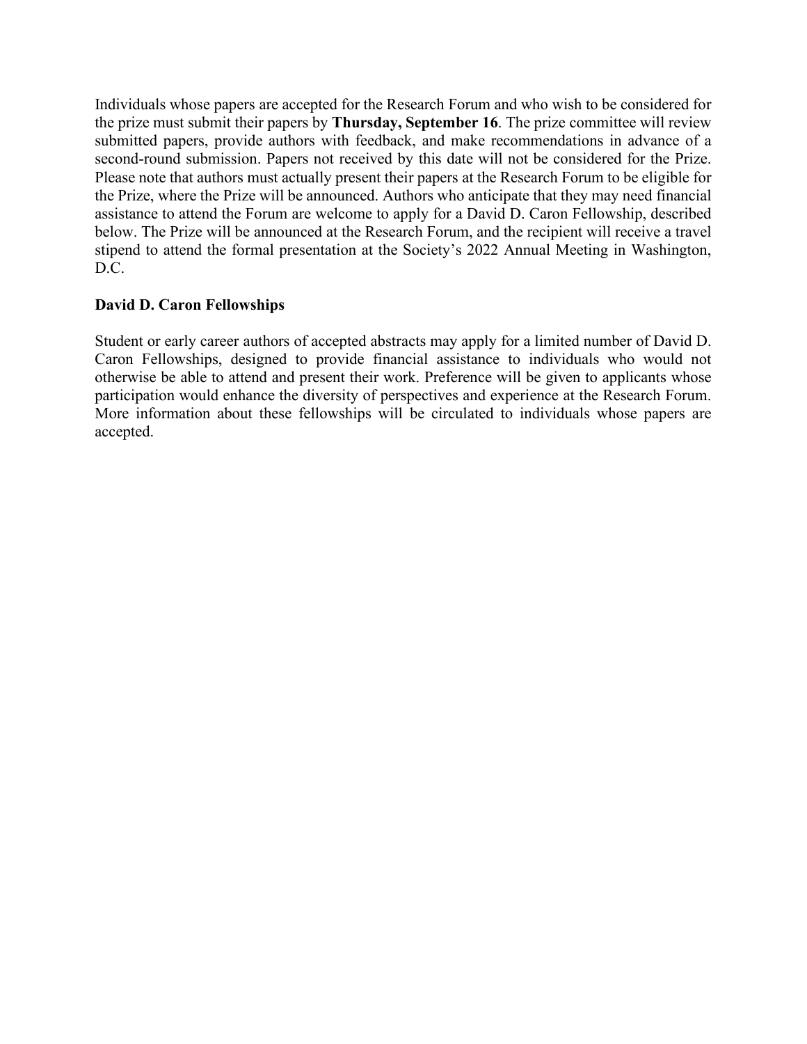Individuals whose papers are accepted for the Research Forum and who wish to be considered for the prize must submit their papers by **Thursday, September 16**. The prize committee will review submitted papers, provide authors with feedback, and make recommendations in advance of a second-round submission. Papers not received by this date will not be considered for the Prize. Please note that authors must actually present their papers at the Research Forum to be eligible for the Prize, where the Prize will be announced. Authors who anticipate that they may need financial assistance to attend the Forum are welcome to apply for a David D. Caron Fellowship, described below. The Prize will be announced at the Research Forum, and the recipient will receive a travel stipend to attend the formal presentation at the Society's 2022 Annual Meeting in Washington, D.C.

**David D. Caron Fellowships**

Student or early career authors of accepted abstracts may apply for a limited number of David D. Caron Fellowships, designed to provide financial assistance to individuals who would not otherwise be able to attend and present their work. Preference will be given to applicants whose participation would enhance the diversity of perspectives and experience at the Research Forum. More information about these fellowships will be circulated to individuals whose papers are accepted.